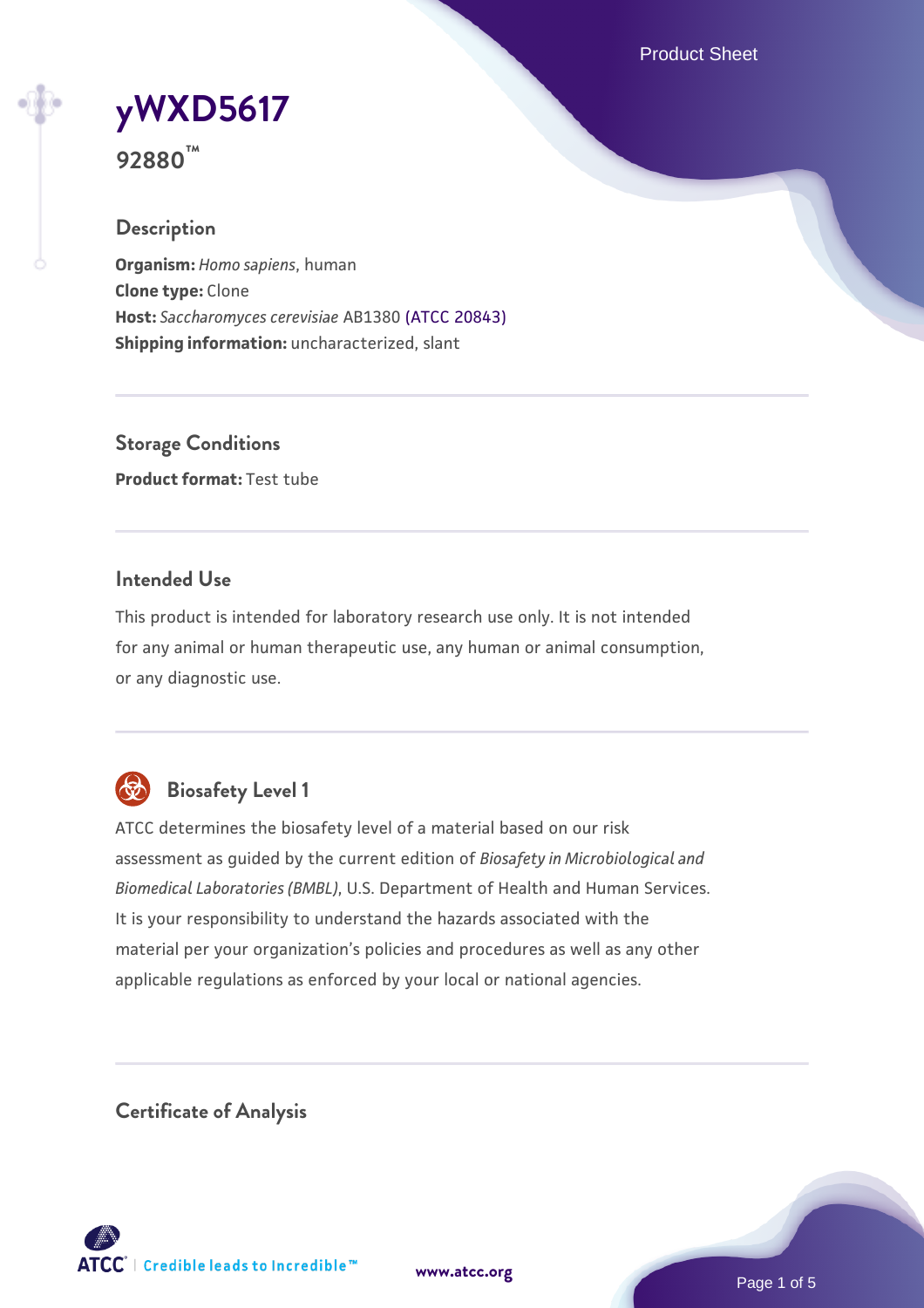# yWXD5617

**92880™**

## Description

**Organism:** *Homo sapiens*, human
**Clone type:** Clone
**Host:** *Saccharomyces cerevisiae* AB1380 (ATCC 20843)
**Shipping information:** uncharacterized, slant

## Storage Conditions

**Product format:** Test tube

## Intended Use

This product is intended for laboratory research use only. It is not intended for any animal or human therapeutic use, any human or animal consumption, or any diagnostic use.

## Biosafety Level 1

ATCC determines the biosafety level of a material based on our risk assessment as guided by the current edition of *Biosafety in Microbiological and Biomedical Laboratories (BMBL)*, U.S. Department of Health and Human Services. It is your responsibility to understand the hazards associated with the material per your organization's policies and procedures as well as any other applicable regulations as enforced by your local or national agencies.

## Certificate of Analysis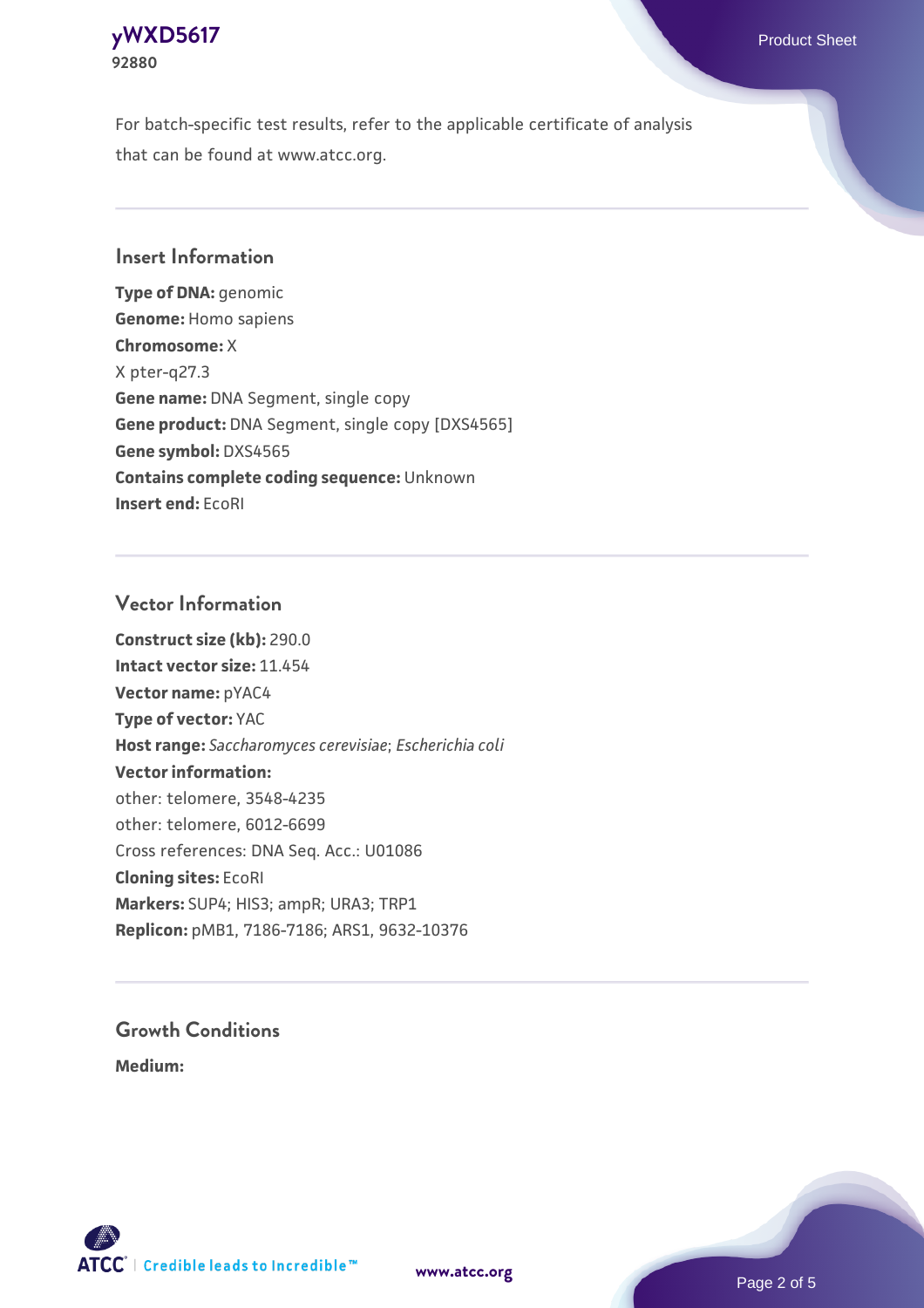For batch-specific test results, refer to the applicable certificate of analysis that can be found at www.atcc.org.

## Insert Information

**Type of DNA:** genomic
**Genome:** Homo sapiens
**Chromosome:** X
X pter-q27.3
**Gene name:** DNA Segment, single copy
**Gene product:** DNA Segment, single copy [DXS4565]
**Gene symbol:** DXS4565
**Contains complete coding sequence:** Unknown
**Insert end:** EcoRI

## Vector Information

**Construct size (kb):** 290.0
**Intact vector size:** 11.454
**Vector name:** pYAC4
**Type of vector:** YAC
**Host range:** *Saccharomyces cerevisiae*; *Escherichia coli*
**Vector information:**
other: telomere, 3548-4235
other: telomere, 6012-6699
Cross references: DNA Seq. Acc.: U01086
**Cloning sites:** EcoRI
**Markers:** SUP4; HIS3; ampR; URA3; TRP1
**Replicon:** pMB1, 7186-7186; ARS1, 9632-10376

## Growth Conditions

**Medium:**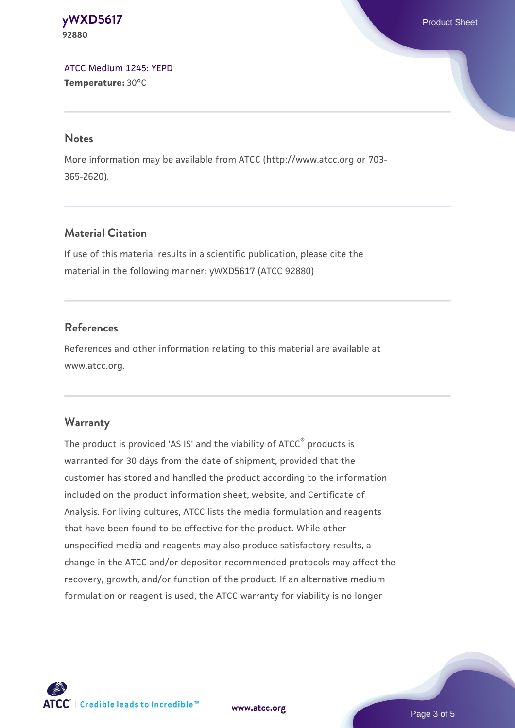ATCC Medium 1245: YEPD
**Temperature:** 30°C

## Notes

More information may be available from ATCC (http://www.atcc.org or 703-365-2620).

## Material Citation

If use of this material results in a scientific publication, please cite the material in the following manner: yWXD5617 (ATCC 92880)

## References

References and other information relating to this material are available at www.atcc.org.

## Warranty

The product is provided 'AS IS' and the viability of ATCC® products is warranted for 30 days from the date of shipment, provided that the customer has stored and handled the product according to the information included on the product information sheet, website, and Certificate of Analysis. For living cultures, ATCC lists the media formulation and reagents that have been found to be effective for the product. While other unspecified media and reagents may also produce satisfactory results, a change in the ATCC and/or depositor-recommended protocols may affect the recovery, growth, and/or function of the product. If an alternative medium formulation or reagent is used, the ATCC warranty for viability is no longer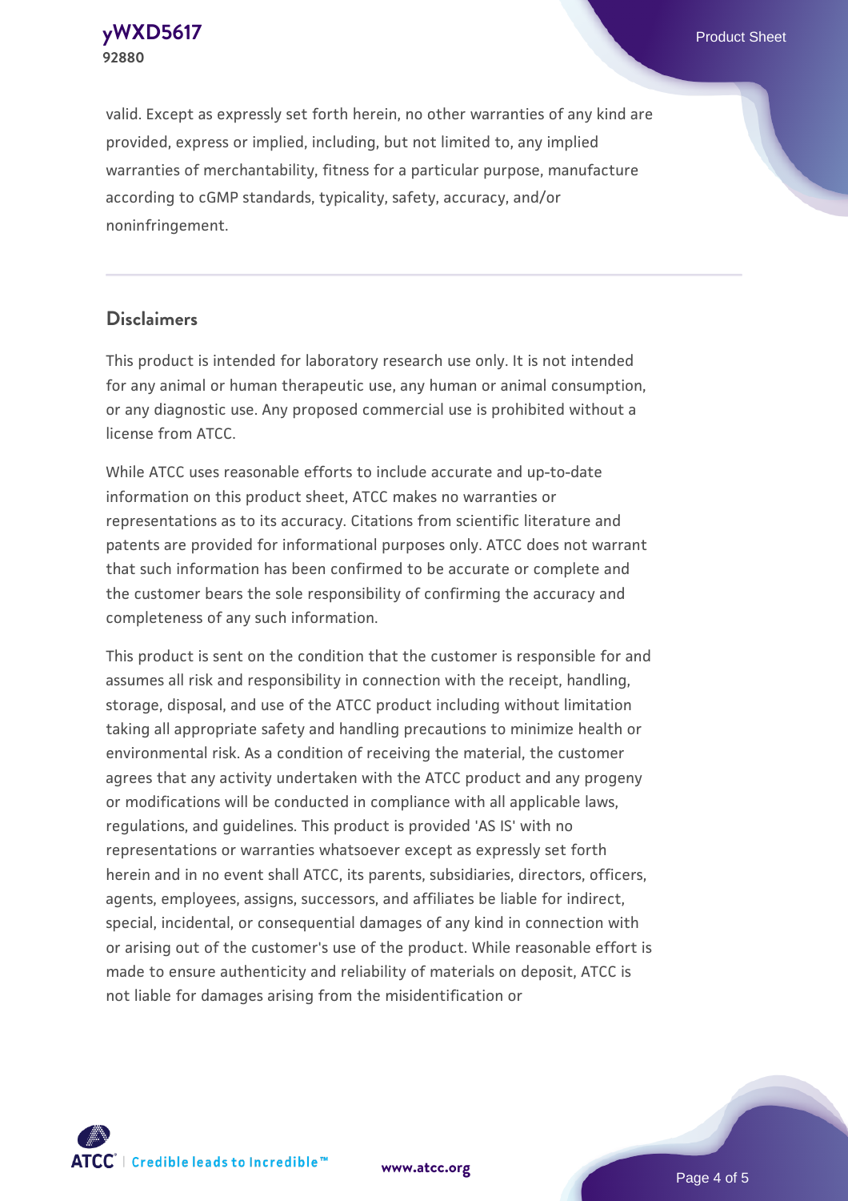valid. Except as expressly set forth herein, no other warranties of any kind are provided, express or implied, including, but not limited to, any implied warranties of merchantability, fitness for a particular purpose, manufacture according to cGMP standards, typicality, safety, accuracy, and/or noninfringement.

## Disclaimers

This product is intended for laboratory research use only. It is not intended for any animal or human therapeutic use, any human or animal consumption, or any diagnostic use. Any proposed commercial use is prohibited without a license from ATCC.

While ATCC uses reasonable efforts to include accurate and up-to-date information on this product sheet, ATCC makes no warranties or representations as to its accuracy. Citations from scientific literature and patents are provided for informational purposes only. ATCC does not warrant that such information has been confirmed to be accurate or complete and the customer bears the sole responsibility of confirming the accuracy and completeness of any such information.

This product is sent on the condition that the customer is responsible for and assumes all risk and responsibility in connection with the receipt, handling, storage, disposal, and use of the ATCC product including without limitation taking all appropriate safety and handling precautions to minimize health or environmental risk. As a condition of receiving the material, the customer agrees that any activity undertaken with the ATCC product and any progeny or modifications will be conducted in compliance with all applicable laws, regulations, and guidelines. This product is provided 'AS IS' with no representations or warranties whatsoever except as expressly set forth herein and in no event shall ATCC, its parents, subsidiaries, directors, officers, agents, employees, assigns, successors, and affiliates be liable for indirect, special, incidental, or consequential damages of any kind in connection with or arising out of the customer's use of the product. While reasonable effort is made to ensure authenticity and reliability of materials on deposit, ATCC is not liable for damages arising from the misidentification or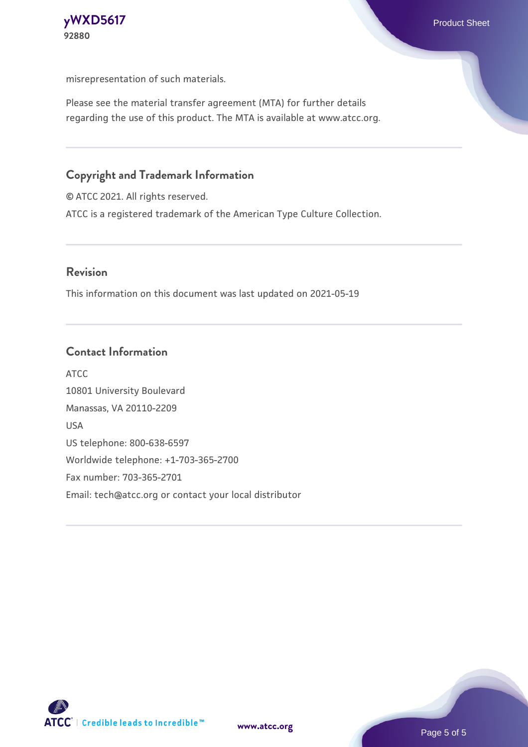misrepresentation of such materials.

Please see the material transfer agreement (MTA) for further details regarding the use of this product. The MTA is available at www.atcc.org.

## Copyright and Trademark Information

© ATCC 2021. All rights reserved.

ATCC is a registered trademark of the American Type Culture Collection.

## Revision

This information on this document was last updated on 2021-05-19

## Contact Information

ATCC
10801 University Boulevard
Manassas, VA 20110-2209
USA
US telephone: 800-638-6597
Worldwide telephone: +1-703-365-2700
Fax number: 703-365-2701
Email: tech@atcc.org or contact your local distributor